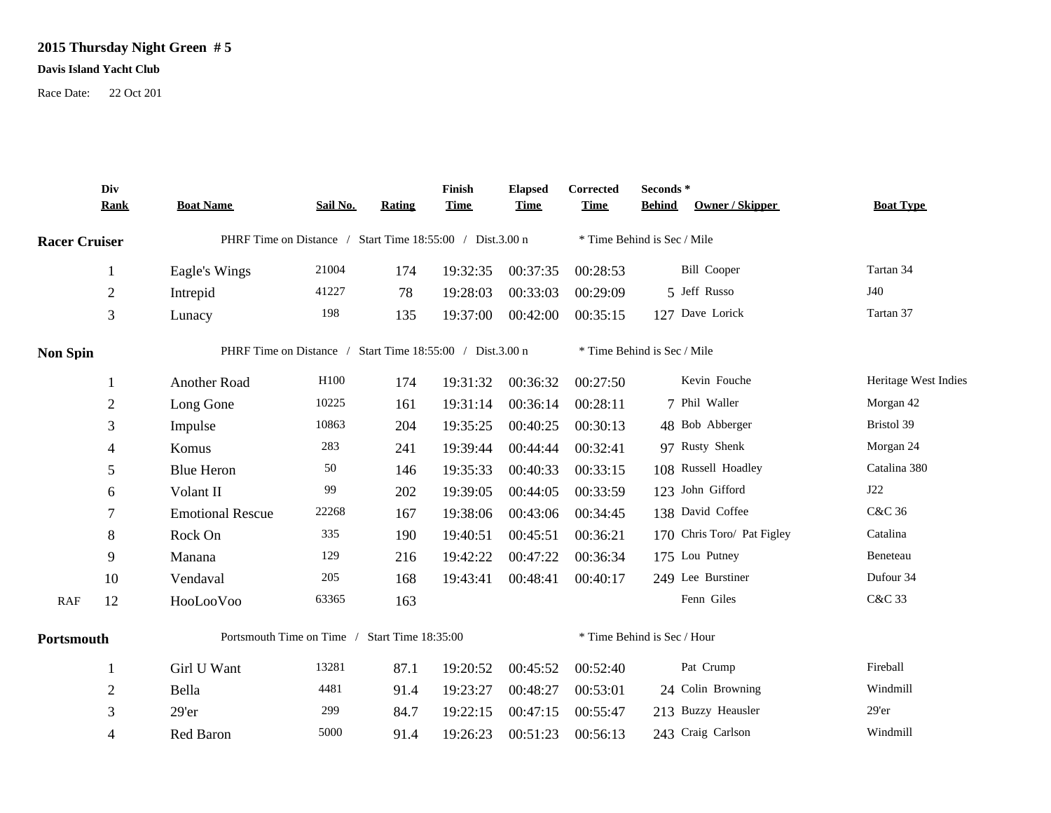**2015 Thursday Night Green # 5**

**Davis Island Yacht Club**

Race Date: 22 Oct 201

| | Div Rank | Boat Name | Sail No. | Rating | Finish Time | Elapsed Time | Corrected Time | Seconds * Behind | Owner / Skipper | Boat Type |
|---|---|---|---|---|---|---|---|---|---|---|
| **Racer Cruiser** | | PHRF Time on Distance / Start Time 18:55:00 / Dist.3.00 n | | | | | * Time Behind is Sec / Mile | | | |
| | 1 | Eagle's Wings | 21004 | 174 | 19:32:35 | 00:37:35 | 00:28:53 | | Bill Cooper | Tartan 34 |
| | 2 | Intrepid | 41227 | 78 | 19:28:03 | 00:33:03 | 00:29:09 | 5 | Jeff Russo | J40 |
| | 3 | Lunacy | 198 | 135 | 19:37:00 | 00:42:00 | 00:35:15 | 127 | Dave Lorick | Tartan 37 |
| **Non Spin** | | PHRF Time on Distance / Start Time 18:55:00 / Dist.3.00 n | | | | | * Time Behind is Sec / Mile | | | |
| | 1 | Another Road | H100 | 174 | 19:31:32 | 00:36:32 | 00:27:50 | | Kevin Fouche | Heritage West Indies |
| | 2 | Long Gone | 10225 | 161 | 19:31:14 | 00:36:14 | 00:28:11 | 7 | Phil Waller | Morgan 42 |
| | 3 | Impulse | 10863 | 204 | 19:35:25 | 00:40:25 | 00:30:13 | 48 | Bob Abberger | Bristol 39 |
| | 4 | Komus | 283 | 241 | 19:39:44 | 00:44:44 | 00:32:41 | 97 | Rusty Shenk | Morgan 24 |
| | 5 | Blue Heron | 50 | 146 | 19:35:33 | 00:40:33 | 00:33:15 | 108 | Russell Hoadley | Catalina 380 |
| | 6 | Volant II | 99 | 202 | 19:39:05 | 00:44:05 | 00:33:59 | 123 | John Gifford | J22 |
| | 7 | Emotional Rescue | 22268 | 167 | 19:38:06 | 00:43:06 | 00:34:45 | 138 | David Coffee | C&C 36 |
| | 8 | Rock On | 335 | 190 | 19:40:51 | 00:45:51 | 00:36:21 | 170 | Chris Toro/ Pat Figley | Catalina |
| | 9 | Manana | 129 | 216 | 19:42:22 | 00:47:22 | 00:36:34 | 175 | Lou Putney | Beneteau |
| | 10 | Vendaval | 205 | 168 | 19:43:41 | 00:48:41 | 00:40:17 | 249 | Lee Burstiner | Dufour 34 |
| RAF | 12 | HooLooVoo | 63365 | 163 | | | | | Fenn Giles | C&C 33 |
| **Portsmouth** | | Portsmouth Time on Time / Start Time 18:35:00 | | | | | * Time Behind is Sec / Hour | | | |
| | 1 | Girl U Want | 13281 | 87.1 | 19:20:52 | 00:45:52 | 00:52:40 | | Pat Crump | Fireball |
| | 2 | Bella | 4481 | 91.4 | 19:23:27 | 00:48:27 | 00:53:01 | 24 | Colin Browning | Windmill |
| | 3 | 29'er | 299 | 84.7 | 19:22:15 | 00:47:15 | 00:55:47 | 213 | Buzzy Heausler | 29'er |
| | 4 | Red Baron | 5000 | 91.4 | 19:26:23 | 00:51:23 | 00:56:13 | 243 | Craig Carlson | Windmill |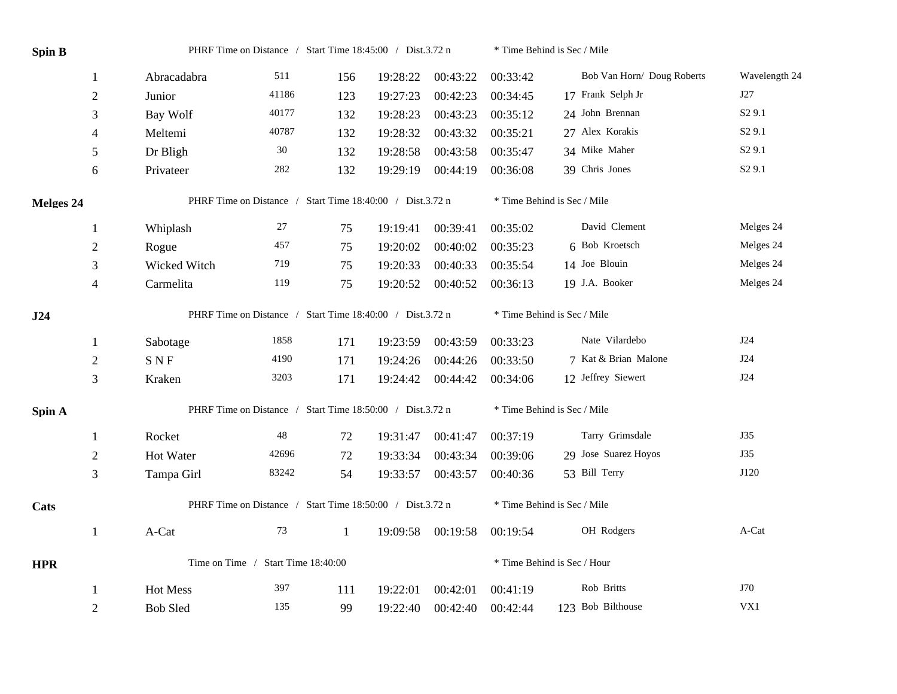**Spin B** PHRF Time on Distance / Start Time 18:45:00 / Dist.3.72 n * Time Behind is Sec / Mile

| | | | | | | | | | |
|---|---|---|---|---|---|---|---|---|---|
| 1 | Abracadabra | 511 | 156 | 19:28:22 | 00:43:22 | 00:33:42 | | Bob Van Horn/ Doug Roberts | Wavelength 24 |
| 2 | Junior | 41186 | 123 | 19:27:23 | 00:42:23 | 00:34:45 | 17 | Frank Selph Jr | J27 |
| 3 | Bay Wolf | 40177 | 132 | 19:28:23 | 00:43:23 | 00:35:12 | 24 | John Brennan | S2 9.1 |
| 4 | Meltemi | 40787 | 132 | 19:28:32 | 00:43:32 | 00:35:21 | 27 | Alex Korakis | S2 9.1 |
| 5 | Dr Bligh | 30 | 132 | 19:28:58 | 00:43:58 | 00:35:47 | 34 | Mike Maher | S2 9.1 |
| 6 | Privateer | 282 | 132 | 19:29:19 | 00:44:19 | 00:36:08 | 39 | Chris Jones | S2 9.1 |

**Melges 24** PHRF Time on Distance / Start Time 18:40:00 / Dist.3.72 n * Time Behind is Sec / Mile

| | | | | | | | | | |
|---|---|---|---|---|---|---|---|---|---|
| 1 | Whiplash | 27 | 75 | 19:19:41 | 00:39:41 | 00:35:02 | | David Clement | Melges 24 |
| 2 | Rogue | 457 | 75 | 19:20:02 | 00:40:02 | 00:35:23 | 6 | Bob Kroetsch | Melges 24 |
| 3 | Wicked Witch | 719 | 75 | 19:20:33 | 00:40:33 | 00:35:54 | 14 | Joe Blouin | Melges 24 |
| 4 | Carmelita | 119 | 75 | 19:20:52 | 00:40:52 | 00:36:13 | 19 | J.A. Booker | Melges 24 |

**J24** PHRF Time on Distance / Start Time 18:40:00 / Dist.3.72 n * Time Behind is Sec / Mile

| | | | | | | | | | |
|---|---|---|---|---|---|---|---|---|---|
| 1 | Sabotage | 1858 | 171 | 19:23:59 | 00:43:59 | 00:33:23 | | Nate Vilardebo | J24 |
| 2 | S N F | 4190 | 171 | 19:24:26 | 00:44:26 | 00:33:50 | 7 | Kat & Brian Malone | J24 |
| 3 | Kraken | 3203 | 171 | 19:24:42 | 00:44:42 | 00:34:06 | 12 | Jeffrey Siewert | J24 |

**Spin A** PHRF Time on Distance / Start Time 18:50:00 / Dist.3.72 n * Time Behind is Sec / Mile

| | | | | | | | | | |
|---|---|---|---|---|---|---|---|---|---|
| 1 | Rocket | 48 | 72 | 19:31:47 | 00:41:47 | 00:37:19 | | Tarry Grimsdale | J35 |
| 2 | Hot Water | 42696 | 72 | 19:33:34 | 00:43:34 | 00:39:06 | 29 | Jose Suarez Hoyos | J35 |
| 3 | Tampa Girl | 83242 | 54 | 19:33:57 | 00:43:57 | 00:40:36 | 53 | Bill Terry | J120 |

**Cats** PHRF Time on Distance / Start Time 18:50:00 / Dist.3.72 n * Time Behind is Sec / Mile

| | | | | | | | | | |
|---|---|---|---|---|---|---|---|---|---|
| 1 | A-Cat | 73 | 1 | 19:09:58 | 00:19:58 | 00:19:54 | | OH Rodgers | A-Cat |

**HPR** Time on Time / Start Time 18:40:00 * Time Behind is Sec / Hour

| | | | | | | | | | |
|---|---|---|---|---|---|---|---|---|---|
| 1 | Hot Mess | 397 | 111 | 19:22:01 | 00:42:01 | 00:41:19 | | Rob Britts | J70 |
| 2 | Bob Sled | 135 | 99 | 19:22:40 | 00:42:40 | 00:42:44 | 123 | Bob Bilthouse | VX1 |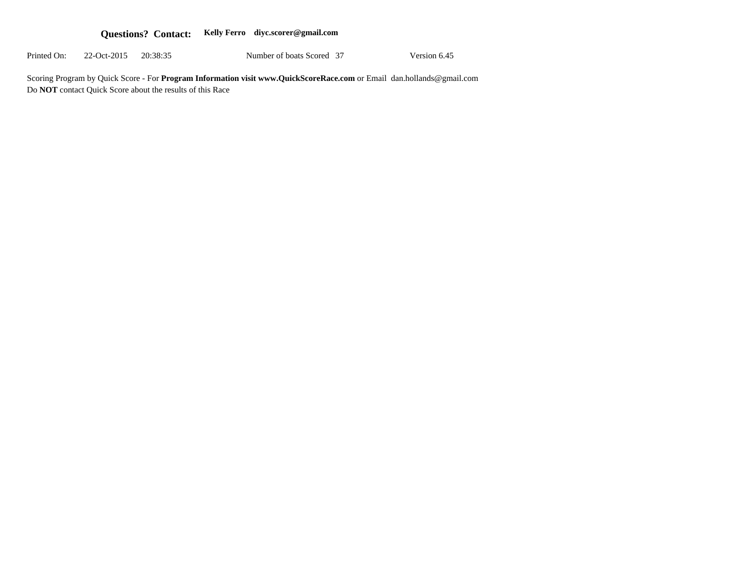**Questions? Contact:** **Kelly Ferro diyc.scorer@gmail.com**

Printed On: 22-Oct-2015 20:38:35 Number of boats Scored 37 Version 6.45

Scoring Program by Quick Score - For **Program Information visit www.QuickScoreRace.com** or Email dan.hollands@gmail.com
Do **NOT** contact Quick Score about the results of this Race